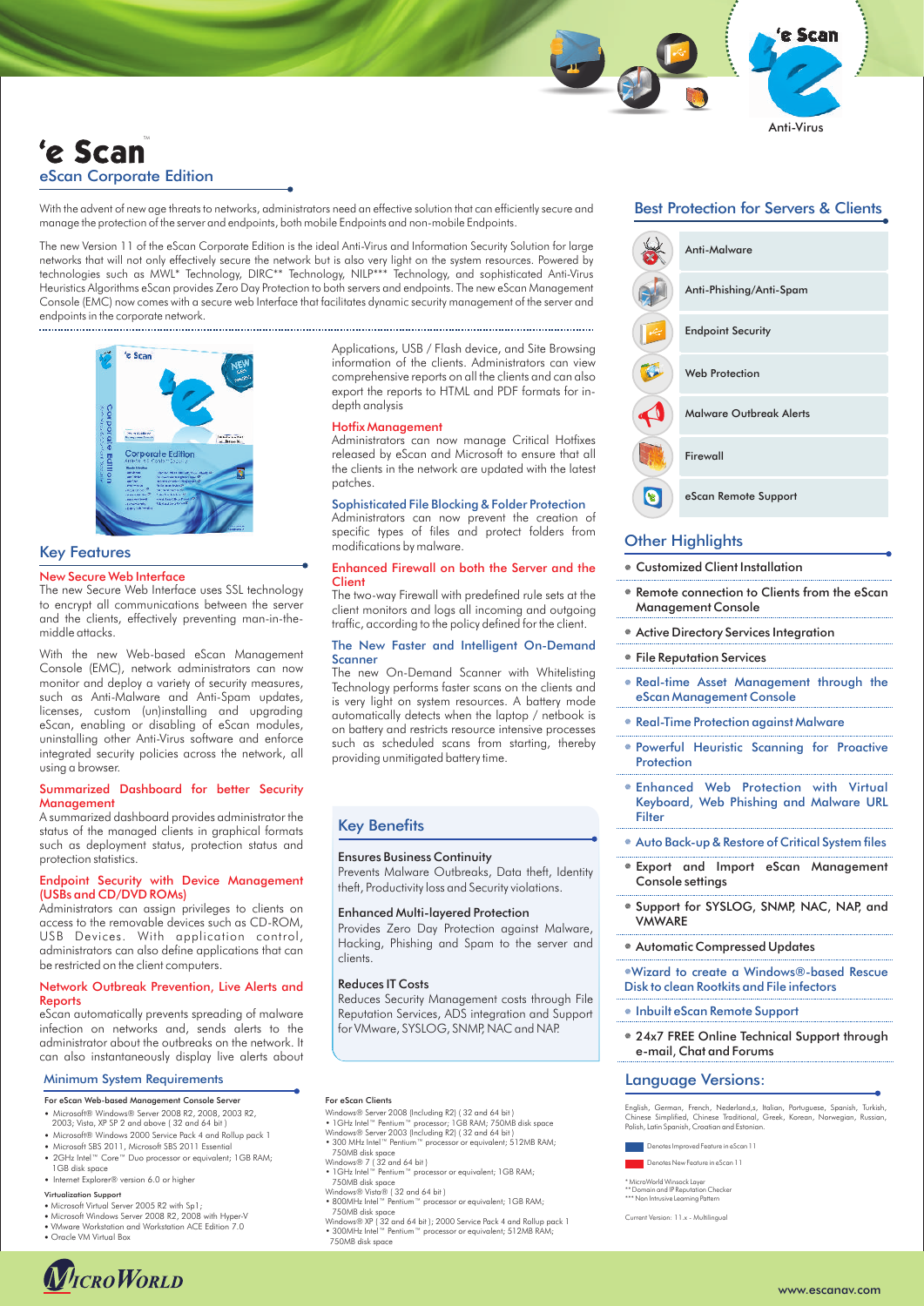# 'e Scan™

## eScan Corporate Edition

With the advent of new age threats to networks, administrators need an effective solution that can efficiently secure and manage the protection of the server and endpoints, both mobile Endpoints and non-mobile Endpoints.

The new Version 11 of the eScan Corporate Edition is the ideal Anti-Virus and Information Security Solution for large networks that will not only effectively secure the network but is also very light on the system resources. Powered by technologies such as MWL* Technology, DIRC** Technology, NILP*** Technology, and sophisticated Anti-Virus Heuristics Algorithms eScan provides Zero Day Protection to both servers and endpoints. The new eScan Management Console (EMC) now comes with a secure web Interface that facilitates dynamic security management of the server and endpoints in the corporate network.

## Key Features

### New Secure Web Interface

The new Secure Web Interface uses SSL technology to encrypt all communications between the server and the clients, effectively preventing man-in-the-middle attacks.

With the new Web-based eScan Management Console (EMC), network administrators can now monitor and deploy a variety of security measures, such as Anti-Malware and Anti-Spam updates, licenses, custom (un)installing and upgrading eScan, enabling or disabling of eScan modules, uninstalling other Anti-Virus software and enforce integrated security policies across the network, all using a browser.

### Summarized Dashboard for better Security Management

A summarized dashboard provides administrator the status of the managed clients in graphical formats such as deployment status, protection status and protection statistics.

### Endpoint Security with Device Management (USBs and CD/DVD ROMs)

Administrators can assign privileges to clients on access to the removable devices such as CD-ROM, USB Devices. With application control, administrators can also define applications that can be restricted on the client computers.

### Network Outbreak Prevention, Live Alerts and Reports

eScan automatically prevents spreading of malware infection on networks and, sends alerts to the administrator about the outbreaks on the network. It can also instantaneously display live alerts about Applications, USB / Flash device, and Site Browsing information of the clients. Administrators can view comprehensive reports on all the clients and can also export the reports to HTML and PDF formats for in-depth analysis

### Hotfix Management

Administrators can now manage Critical Hotfixes released by eScan and Microsoft to ensure that all the clients in the network are updated with the latest patches.

### Sophisticated File Blocking & Folder Protection

Administrators can now prevent the creation of specific types of files and protect folders from modifications by malware.

### Enhanced Firewall on both the Server and the Client

The two-way Firewall with predefined rule sets at the client monitors and logs all incoming and outgoing traffic, according to the policy defined for the client.

### The New Faster and Intelligent On-Demand Scanner

The new On-Demand Scanner with Whitelisting Technology performs faster scans on the clients and is very light on system resources. A battery mode automatically detects when the laptop / netbook is on battery and restricts resource intensive processes such as scheduled scans from starting, thereby providing unmitigated battery time.

## Key Benefits

**Ensures Business Continuity**

Prevents Malware Outbreaks, Data theft, Identity theft, Productivity loss and Security violations.

**Enhanced Multi-layered Protection**

Provides Zero Day Protection against Malware, Hacking, Phishing and Spam to the server and clients.

**Reduces IT Costs**

Reduces Security Management costs through File Reputation Services, ADS integration and Support for VMware, SYSLOG, SNMP, NAC and NAP.

## Best Protection for Servers & Clients

- Anti-Malware
- Anti-Phishing/Anti-Spam
- Endpoint Security
- Web Protection
- Malware Outbreak Alerts
- Firewall
- eScan Remote Support

## Other Highlights

- Customized Client Installation
- Remote connection to Clients from the eScan Management Console
- Active Directory Services Integration
- File Reputation Services
- Real-time Asset Management through the eScan Management Console
- Real-Time Protection against Malware
- Powerful Heuristic Scanning for Proactive Protection
- Enhanced Web Protection with Virtual Keyboard, Web Phishing and Malware URL Filter
- Auto Back-up & Restore of Critical System files
- Export and Import eScan Management Console settings
- Support for SYSLOG, SNMP, NAC, NAP, and VMWARE
- Automatic Compressed Updates
- Wizard to create a Windows®-based Rescue Disk to clean Rootkits and File infectors
- Inbuilt eScan Remote Support
- 24x7 FREE Online Technical Support through e-mail, Chat and Forums

## Minimum System Requirements

**For eScan Web-based Management Console Server**

- Microsoft® Windows® Server 2008 R2, 2008, 2003 R2, 2003; Vista, XP SP 2 and above ( 32 and 64 bit )
- Microsoft® Windows 2000 Service Pack 4 and Rollup pack 1
- Microsoft SBS 2011, Microsoft SBS 2011 Essential
- 2GHz Intel™ Core™ Duo processor or equivalent; 1GB RAM; 1GB disk space
- Internet Explorer® version 6.0 or higher

**Virtualization Support**

- Microsoft Virtual Server 2005 R2 with Sp1;
- Microsoft Windows Server 2008 R2, 2008 with Hyper-V
- VMware Workstation and Workstation ACE Edition 7.0
- Oracle VM Virtual Box

**For eScan Clients**

Windows® Server 2008 (Including R2) ( 32 and 64 bit )
- 1GHz Intel™ Pentium™ processor; 1GB RAM; 750MB disk space

Windows® Server 2003 (Including R2) ( 32 and 64 bit )
- 300 MHz Intel™ Pentium™ processor or equivalent; 512MB RAM; 750MB disk space

Windows® 7 ( 32 and 64 bit )
- 1GHz Intel™ Pentium™ processor or equivalent; 1GB RAM; 750MB disk space

Windows® Vista® ( 32 and 64 bit )
- 800MHz Intel™ Pentium™ processor or equivalent; 1GB RAM; 750MB disk space

Windows® XP ( 32 and 64 bit ); 2000 Service Pack 4 and Rollup pack 1
- 300MHz Intel™ Pentium™ processor or equivalent; 512MB RAM; 750MB disk space

## Language Versions:

English, German, French, Nederland,s, Italian, Portuguese, Spanish, Turkish, Chinese Simplified, Chinese Traditional, Greek, Korean, Norwegian, Russian, Polish, Latin Spanish, Croatian and Estonian.

Denotes Improved Feature in eScan 11

Denotes New Feature in eScan 11

\* MicroWorld Winsock Layer
\*\* Domain and IP Reputation Checker
\*\*\* Non Intrusive Learning Pattern

Current Version: 11.x - Multilingual

MicroWorld

www.escanav.com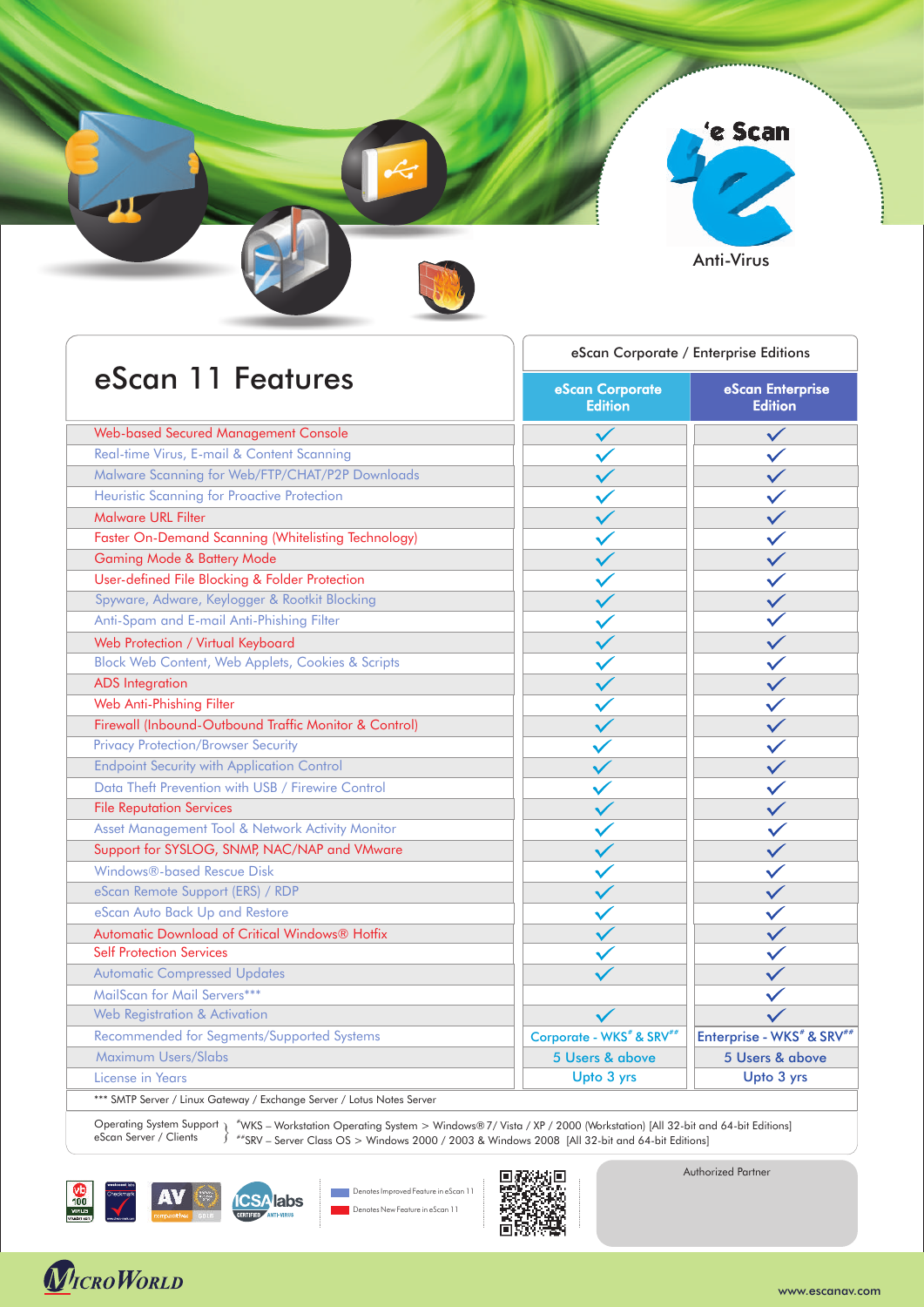'e Scan

Anti-Virus

| eScan 11 Features | eScan Corporate / Enterprise Editions | |
|---|---|---|
| | eScan Corporate Edition | eScan Enterprise Edition |
| Web-based Secured Management Console | ✓ | ✓ |
| Real-time Virus, E-mail & Content Scanning | ✓ | ✓ |
| Malware Scanning for Web/FTP/CHAT/P2P Downloads | ✓ | ✓ |
| Heuristic Scanning for Proactive Protection | ✓ | ✓ |
| Malware URL Filter | ✓ | ✓ |
| Faster On-Demand Scanning (Whitelisting Technology) | ✓ | ✓ |
| Gaming Mode & Battery Mode | ✓ | ✓ |
| User-defined File Blocking & Folder Protection | ✓ | ✓ |
| Spyware, Adware, Keylogger & Rootkit Blocking | ✓ | ✓ |
| Anti-Spam and E-mail Anti-Phishing Filter | ✓ | ✓ |
| Web Protection / Virtual Keyboard | ✓ | ✓ |
| Block Web Content, Web Applets, Cookies & Scripts | ✓ | ✓ |
| ADS Integration | ✓ | ✓ |
| Web Anti-Phishing Filter | ✓ | ✓ |
| Firewall (Inbound-Outbound Traffic Monitor & Control) | ✓ | ✓ |
| Privacy Protection/Browser Security | ✓ | ✓ |
| Endpoint Security with Application Control | ✓ | ✓ |
| Data Theft Prevention with USB / Firewire Control | ✓ | ✓ |
| File Reputation Services | ✓ | ✓ |
| Asset Management Tool & Network Activity Monitor | ✓ | ✓ |
| Support for SYSLOG, SNMP, NAC/NAP and VMware | ✓ | ✓ |
| Windows®-based Rescue Disk | ✓ | ✓ |
| eScan Remote Support (ERS) / RDP | ✓ | ✓ |
| eScan Auto Back Up and Restore | ✓ | ✓ |
| Automatic Download of Critical Windows® Hotfix | ✓ | ✓ |
| Self Protection Services | ✓ | ✓ |
| Automatic Compressed Updates | ✓ | ✓ |
| MailScan for Mail Servers*** | | ✓ |
| Web Registration & Activation | ✓ | ✓ |
| Recommended for Segments/Supported Systems | Corporate - WKS# & SRV## | Enterprise - WKS# & SRV## |
| Maximum Users/Slabs | 5 Users & above | 5 Users & above |
| License in Years | Upto 3 yrs | Upto 3 yrs |

*** SMTP Server / Linux Gateway / Exchange Server / Lotus Notes Server

Operating System Support eScan Server / Clients
#WKS – Workstation Operating System > Windows® 7/ Vista / XP / 2000 (Workstation) [All 32-bit and 64-bit Editions]
##SRV – Server Class OS > Windows 2000 / 2003 & Windows 2008 [All 32-bit and 64-bit Editions]

Denotes Improved Feature in eScan 11

Denotes New Feature in eScan 11

Authorized Partner

MicroWorld

www.escanav.com